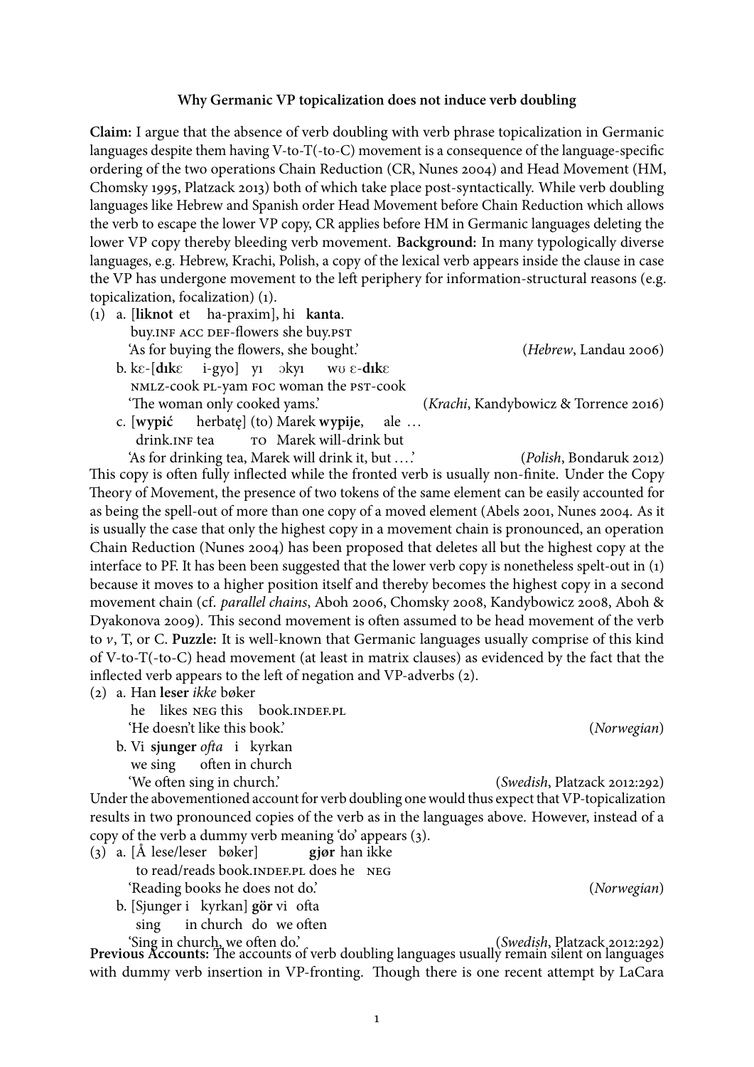# Why Germanic VP topicalization does not induce verb doubling

**Claim:** I argue that the absence of verb doubling with verb phrase topicalization in Germanic languages despite them having V-to-T(-to-C) movement is a consequence of the language-specific ordering of the two operations Chain Reduction (CR, Nunes 2004) and Head Movement (HM, Chomsky 1995, Platzack 2013) both of which take place post-syntactically. While verb doubling languages like Hebrew and Spanish order Head Movement before Chain Reduction which allows the verb to escape the lower VP copy, CR applies before HM in Germanic languages deleting the lower VP copy thereby bleeding verb movement. **Background:** In many typologically diverse languages, e.g. Hebrew, Krachi, Polish, a copy of the lexical verb appears inside the clause in case the VP has undergone movement to the left periphery for information-structural reasons (e.g. topicalization, focalization) (1).

(1) a. [**liknot** et ha-praxim], hi **kanta**.
   buy.INF ACC DEF-flowers she buy.PST
   'As for buying the flowers, she bought.' (*Hebrew*, Landau 2006)

  b. kɛ-[**dɪkɛ** i-gyo] yɪ ɔkyɪ wʊ ɛ-**dɪkɛ**
   NMLZ-cook PL-yam FOC woman the PST-cook
   'The woman only cooked yams.' (*Krachi*, Kandybowicz & Torrence 2016)

  c. [**wypić** herbatę] (to) Marek **wypije**, ale …
   drink.INF tea TO Marek will-drink but
   'As for drinking tea, Marek will drink it, but ….' (*Polish*, Bondaruk 2012)

This copy is often fully inflected while the fronted verb is usually non-finite. Under the Copy Theory of Movement, the presence of two tokens of the same element can be easily accounted for as being the spell-out of more than one copy of a moved element (Abels 2001, Nunes 2004. As it is usually the case that only the highest copy in a movement chain is pronounced, an operation Chain Reduction (Nunes 2004) has been proposed that deletes all but the highest copy at the interface to PF. It has been been suggested that the lower verb copy is nonetheless spelt-out in (1) because it moves to a higher position itself and thereby becomes the highest copy in a second movement chain (cf. *parallel chains*, Aboh 2006, Chomsky 2008, Kandybowicz 2008, Aboh & Dyakonova 2009). This second movement is often assumed to be head movement of the verb to *v*, T, or C. **Puzzle:** It is well-known that Germanic languages usually comprise of this kind of V-to-T(-to-C) head movement (at least in matrix clauses) as evidenced by the fact that the inflected verb appears to the left of negation and VP-adverbs (2).

(2) a. Han **leser** *ikke* bøker
   he likes NEG this book.INDEF.PL
   'He doesn't like this book.' (*Norwegian*)

  b. Vi **sjunger** *ofta* i kyrkan
   we sing often in church
   'We often sing in church.' (*Swedish*, Platzack 2012:292)

Under the abovementioned account for verb doubling one would thus expect that VP-topicalization results in two pronounced copies of the verb as in the languages above. However, instead of a copy of the verb a dummy verb meaning 'do' appears (3).

(3) a. [Å lese/leser bøker] **gjør** han ikke
   to read/reads book.INDEF.PL does he NEG
   'Reading books he does not do.' (*Norwegian*)

  b. [Sjunger i kyrkan] **gör** vi ofta
   sing in church do we often
   'Sing in church, we often do.' (*Swedish*, Platzack 2012:292)

**Previous Accounts:** The accounts of verb doubling languages usually remain silent on languages with dummy verb insertion in VP-fronting. Though there is one recent attempt by LaCara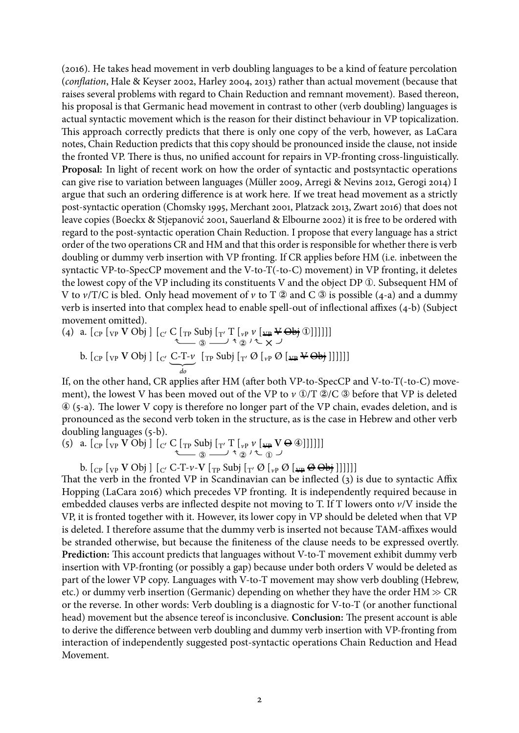(2016). He takes head movement in verb doubling languages to be a kind of feature percolation (*conflation*, Hale & Keyser 2002, Harley 2004, 2013) rather than actual movement (because that raises several problems with regard to Chain Reduction and remnant movement). Based thereon, his proposal is that Germanic head movement in contrast to other (verb doubling) languages is actual syntactic movement which is the reason for their distinct behaviour in VP topicalization. This approach correctly predicts that there is only one copy of the verb, however, as LaCara notes, Chain Reduction predicts that this copy should be pronounced inside the clause, not inside the fronted VP. There is thus, no unified account for repairs in VP-fronting cross-linguistically. **Proposal:** In light of recent work on how the order of syntactic and postsyntactic operations can give rise to variation between languages (Müller 2009, Arregi & Nevins 2012, Gerogi 2014) I argue that such an ordering difference is at work here. If we treat head movement as a strictly post-syntactic operation (Chomsky 1995, Merchant 2001, Platzack 2013, Zwart 2016) that does not leave copies (Boeckx & Stjepanović 2001, Sauerland & Elbourne 2002) it is free to be ordered with regard to the post-syntactic operation Chain Reduction. I propose that every language has a strict order of the two operations CR and HM and that this order is responsible for whether there is verb doubling or dummy verb insertion with VP fronting. If CR applies before HM (i.e. inbetween the syntactic VP-to-SpecCP movement and the V-to-T(-to-C) movement) in VP fronting, it deletes the lowest copy of the VP including its constituents V and the object DP ①. Subsequent HM of V to *v*/T/C is bled. Only head movement of *v* to T ② and C ③ is possible (4-a) and a dummy verb is inserted into that complex head to enable spell-out of inflectional affixes (4-b) (Subject movement omitted).

(4) a. $[_{CP}$ $[_{VP}$ V Obj ] $[_{C'}$ C $[_{TP}$ Subj $[_{T'}$ T $[_{vP}$ *v* $[_{VP}$ ~~V~~ ~~Obj~~ ①]]]]]]   (③: T → C; ②: *v* → T; ✕: V → *v*)

b. $[_{CP}$ $[_{VP}$ V Obj ] $[_{C'}$ C-T-*v* $[_{TP}$ Subj $[_{T'}$ Ø $[_{vP}$ Ø $[_{VP}$ ~~V~~ ~~Obj~~ ]]]]]]   (C-T-*v* = *do*)

If, on the other hand, CR applies after HM (after both VP-to-SpecCP and V-to-T(-to-C) movement), the lowest V has been moved out of the VP to *v* ①/T ②/C ③ before that VP is deleted ④ (5-a). The lower V copy is therefore no longer part of the VP chain, evades deletion, and is pronounced as the second verb token in the structure, as is the case in Hebrew and other verb doubling languages (5-b).

(5) a. $[_{CP}$ $[_{VP}$ V Obj ] $[_{C'}$ C $[_{TP}$ Subj $[_{T'}$ T $[_{vP}$ *v* $[_{VP}$ V ~~O~~ ④]]]]]]   (③: T → C; ②: *v* → T; ①: V → *v*)

b. $[_{CP}$ $[_{VP}$ V Obj ] $[_{C'}$ C-T-*v*-V $[_{TP}$ Subj $[_{T'}$ Ø $[_{vP}$ Ø $[_{VP}$ ~~Ø~~ ~~Obj~~ ]]]]]]

That the verb in the fronted VP in Scandinavian can be inflected (3) is due to syntactic Affix Hopping (LaCara 2016) which precedes VP fronting. It is independently required because in embedded clauses verbs are inflected despite not moving to T. If T lowers onto *v*/V inside the VP, it is fronted together with it. However, its lower copy in VP should be deleted when that VP is deleted. I therefore assume that the dummy verb is inserted not because TAM-affixes would be stranded otherwise, but because the finiteness of the clause needs to be expressed overtly. **Prediction:** This account predicts that languages without V-to-T movement exhibit dummy verb insertion with VP-fronting (or possibly a gap) because under both orders V would be deleted as part of the lower VP copy. Languages with V-to-T movement may show verb doubling (Hebrew, etc.) or dummy verb insertion (Germanic) depending on whether they have the order HM ≫ CR or the reverse. In other words: Verb doubling is a diagnostic for V-to-T (or another functional head) movement but the absence tereof is inconclusive. **Conclusion:** The present account is able to derive the difference between verb doubling and dummy verb insertion with VP-fronting from interaction of independently suggested post-syntactic operations Chain Reduction and Head Movement.